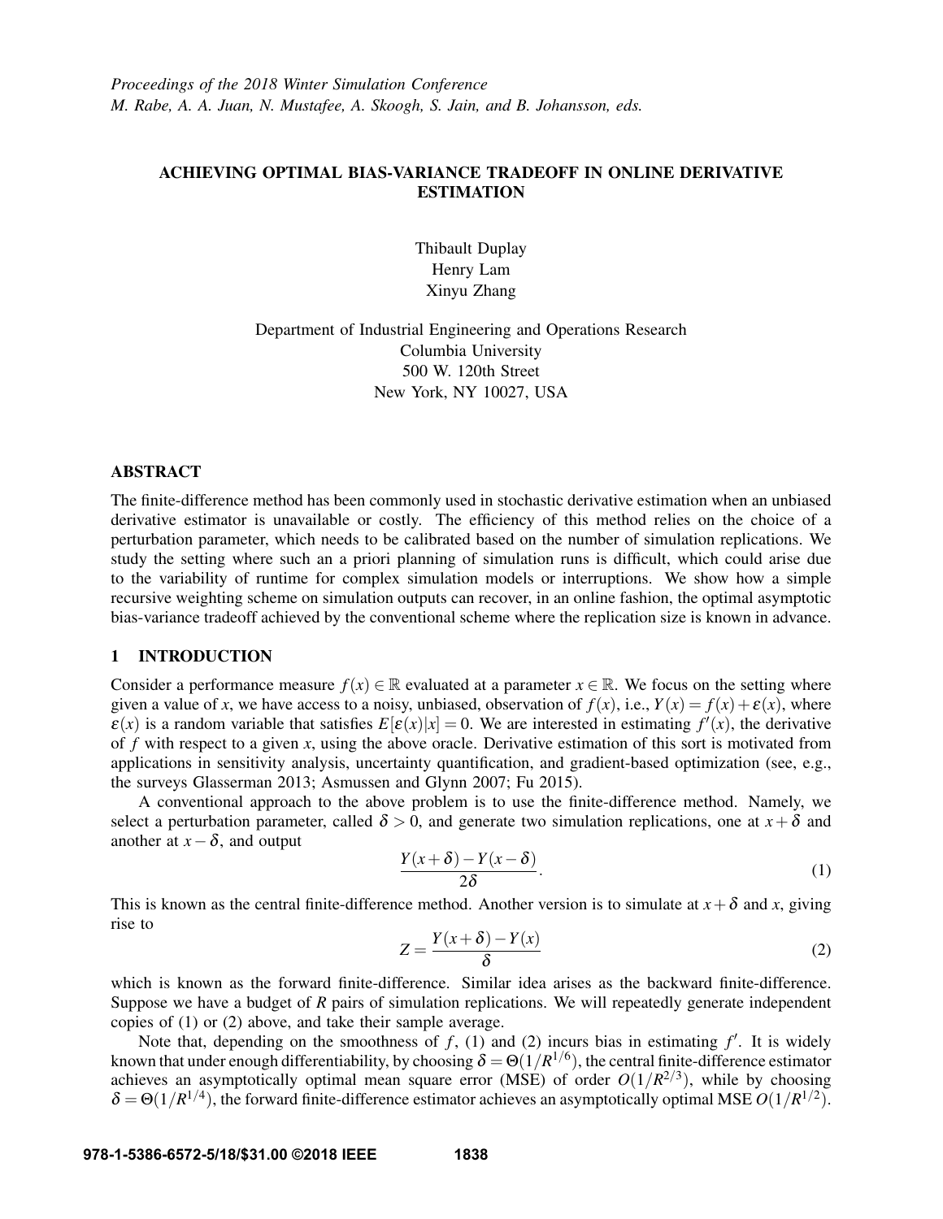*Proceedings of the 2018 Winter Simulation Conference*
*M. Rabe, A. A. Juan, N. Mustafee, A. Skoogh, S. Jain, and B. Johansson, eds.*

# ACHIEVING OPTIMAL BIAS-VARIANCE TRADEOFF IN ONLINE DERIVATIVE ESTIMATION

Thibault Duplay
Henry Lam
Xinyu Zhang

Department of Industrial Engineering and Operations Research
Columbia University
500 W. 120th Street
New York, NY 10027, USA

## ABSTRACT

The finite-difference method has been commonly used in stochastic derivative estimation when an unbiased derivative estimator is unavailable or costly. The efficiency of this method relies on the choice of a perturbation parameter, which needs to be calibrated based on the number of simulation replications. We study the setting where such an a priori planning of simulation runs is difficult, which could arise due to the variability of runtime for complex simulation models or interruptions. We show how a simple recursive weighting scheme on simulation outputs can recover, in an online fashion, the optimal asymptotic bias-variance tradeoff achieved by the conventional scheme where the replication size is known in advance.

## 1 INTRODUCTION

Consider a performance measure $f(x) \in \mathbb{R}$ evaluated at a parameter $x \in \mathbb{R}$. We focus on the setting where given a value of $x$, we have access to a noisy, unbiased, observation of $f(x)$, i.e., $Y(x) = f(x) + \varepsilon(x)$, where $\varepsilon(x)$ is a random variable that satisfies $E[\varepsilon(x)|x] = 0$. We are interested in estimating $f'(x)$, the derivative of $f$ with respect to a given $x$, using the above oracle. Derivative estimation of this sort is motivated from applications in sensitivity analysis, uncertainty quantification, and gradient-based optimization (see, e.g., the surveys Glasserman 2013; Asmussen and Glynn 2007; Fu 2015).

A conventional approach to the above problem is to use the finite-difference method. Namely, we select a perturbation parameter, called $\delta > 0$, and generate two simulation replications, one at $x+\delta$ and another at $x-\delta$, and output

$$\frac{Y(x+\delta) - Y(x-\delta)}{2\delta}. \tag{1}$$

This is known as the central finite-difference method. Another version is to simulate at $x+\delta$ and $x$, giving rise to

$$Z = \frac{Y(x+\delta) - Y(x)}{\delta} \tag{2}$$

which is known as the forward finite-difference. Similar idea arises as the backward finite-difference. Suppose we have a budget of $R$ pairs of simulation replications. We will repeatedly generate independent copies of (1) or (2) above, and take their sample average.

Note that, depending on the smoothness of $f$, (1) and (2) incurs bias in estimating $f'$. It is widely known that under enough differentiability, by choosing $\delta = \Theta(1/R^{1/6})$, the central finite-difference estimator achieves an asymptotically optimal mean square error (MSE) of order $O(1/R^{2/3})$, while by choosing $\delta = \Theta(1/R^{1/4})$, the forward finite-difference estimator achieves an asymptotically optimal MSE $O(1/R^{1/2})$.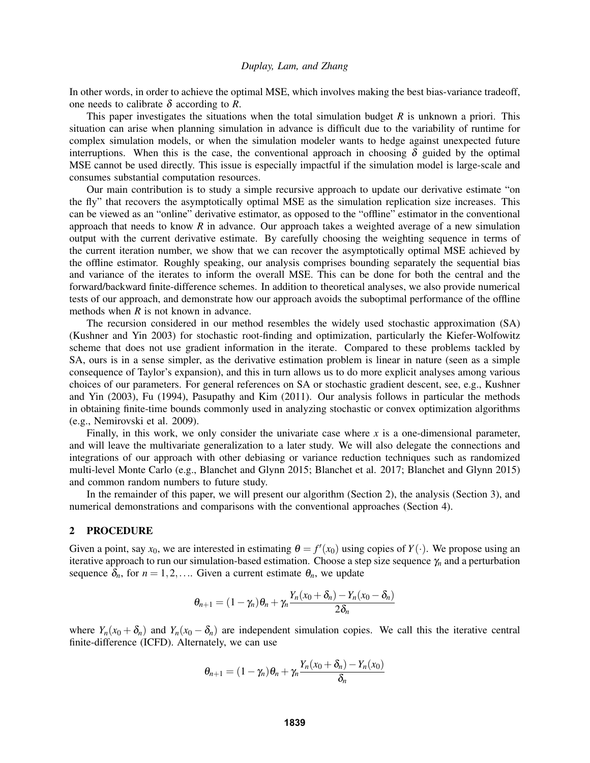In other words, in order to achieve the optimal MSE, which involves making the best bias-variance tradeoff, one needs to calibrate $\delta$ according to $R$.

This paper investigates the situations when the total simulation budget $R$ is unknown a priori. This situation can arise when planning simulation in advance is difficult due to the variability of runtime for complex simulation models, or when the simulation modeler wants to hedge against unexpected future interruptions. When this is the case, the conventional approach in choosing $\delta$ guided by the optimal MSE cannot be used directly. This issue is especially impactful if the simulation model is large-scale and consumes substantial computation resources.

Our main contribution is to study a simple recursive approach to update our derivative estimate "on the fly" that recovers the asymptotically optimal MSE as the simulation replication size increases. This can be viewed as an "online" derivative estimator, as opposed to the "offline" estimator in the conventional approach that needs to know $R$ in advance. Our approach takes a weighted average of a new simulation output with the current derivative estimate. By carefully choosing the weighting sequence in terms of the current iteration number, we show that we can recover the asymptotically optimal MSE achieved by the offline estimator. Roughly speaking, our analysis comprises bounding separately the sequential bias and variance of the iterates to inform the overall MSE. This can be done for both the central and the forward/backward finite-difference schemes. In addition to theoretical analyses, we also provide numerical tests of our approach, and demonstrate how our approach avoids the suboptimal performance of the offline methods when $R$ is not known in advance.

The recursion considered in our method resembles the widely used stochastic approximation (SA) (Kushner and Yin 2003) for stochastic root-finding and optimization, particularly the Kiefer-Wolfowitz scheme that does not use gradient information in the iterate. Compared to these problems tackled by SA, ours is in a sense simpler, as the derivative estimation problem is linear in nature (seen as a simple consequence of Taylor's expansion), and this in turn allows us to do more explicit analyses among various choices of our parameters. For general references on SA or stochastic gradient descent, see, e.g., Kushner and Yin (2003), Fu (1994), Pasupathy and Kim (2011). Our analysis follows in particular the methods in obtaining finite-time bounds commonly used in analyzing stochastic or convex optimization algorithms (e.g., Nemirovski et al. 2009).

Finally, in this work, we only consider the univariate case where $x$ is a one-dimensional parameter, and will leave the multivariate generalization to a later study. We will also delegate the connections and integrations of our approach with other debiasing or variance reduction techniques such as randomized multi-level Monte Carlo (e.g., Blanchet and Glynn 2015; Blanchet et al. 2017; Blanchet and Glynn 2015) and common random numbers to future study.

In the remainder of this paper, we will present our algorithm (Section 2), the analysis (Section 3), and numerical demonstrations and comparisons with the conventional approaches (Section 4).

## 2 PROCEDURE

Given a point, say $x_0$, we are interested in estimating $\theta = f'(x_0)$ using copies of $Y(\cdot)$. We propose using an iterative approach to run our simulation-based estimation. Choose a step size sequence $\gamma_n$ and a perturbation sequence $\delta_n$, for $n = 1, 2, \ldots$. Given a current estimate $\theta_n$, we update

$$\theta_{n+1} = (1-\gamma_n)\theta_n + \gamma_n \frac{Y_n(x_0+\delta_n) - Y_n(x_0-\delta_n)}{2\delta_n}$$

where $Y_n(x_0+\delta_n)$ and $Y_n(x_0-\delta_n)$ are independent simulation copies. We call this the iterative central finite-difference (ICFD). Alternately, we can use

$$\theta_{n+1} = (1-\gamma_n)\theta_n + \gamma_n \frac{Y_n(x_0+\delta_n) - Y_n(x_0)}{\delta_n}$$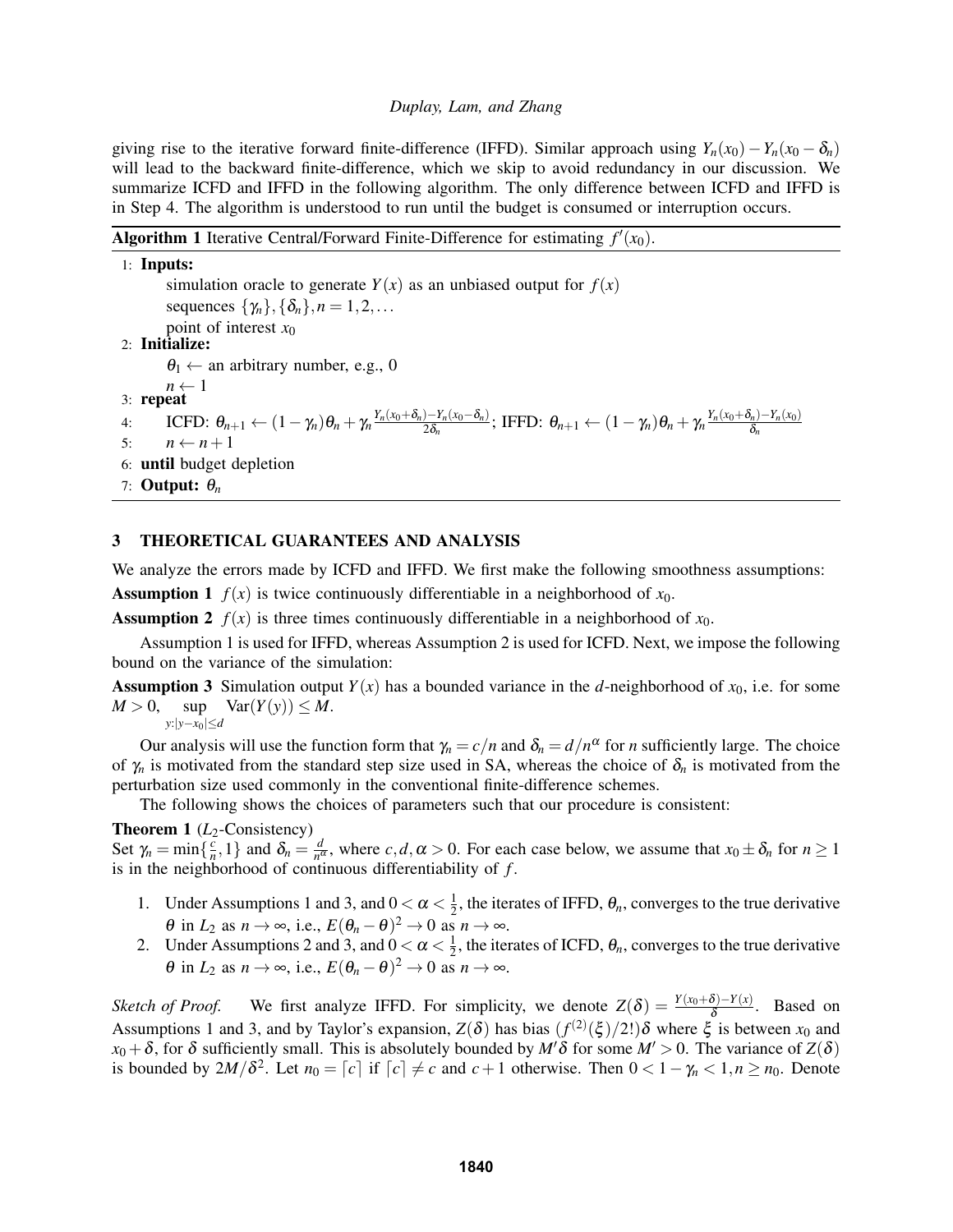giving rise to the iterative forward finite-difference (IFFD). Similar approach using $Y_n(x_0) - Y_n(x_0 - \delta_n)$ will lead to the backward finite-difference, which we skip to avoid redundancy in our discussion. We summarize ICFD and IFFD in the following algorithm. The only difference between ICFD and IFFD is in Step 4. The algorithm is understood to run until the budget is consumed or interruption occurs.

**Algorithm 1** Iterative Central/Forward Finite-Difference for estimating $f'(x_0)$.

```
1: Inputs:
     simulation oracle to generate Y(x) as an unbiased output for f(x)
     sequences {γ_n}, {δ_n}, n = 1, 2, ...
     point of interest x_0
2: Initialize:
     θ_1 ← an arbitrary number, e.g., 0
     n ← 1
3: repeat
4:   ICFD: θ_{n+1} ← (1 − γ_n)θ_n + γ_n (Y_n(x_0+δ_n) − Y_n(x_0−δ_n)) / (2δ_n); IFFD: θ_{n+1} ← (1 − γ_n)θ_n + γ_n (Y_n(x_0+δ_n) − Y_n(x_0)) / δ_n
5:   n ← n + 1
6: until budget depletion
7: Output: θ_n
```

## 3 THEORETICAL GUARANTEES AND ANALYSIS

We analyze the errors made by ICFD and IFFD. We first make the following smoothness assumptions:

**Assumption 1** $f(x)$ is twice continuously differentiable in a neighborhood of $x_0$.

**Assumption 2** $f(x)$ is three times continuously differentiable in a neighborhood of $x_0$.

Assumption 1 is used for IFFD, whereas Assumption 2 is used for ICFD. Next, we impose the following bound on the variance of the simulation:

**Assumption 3** Simulation output $Y(x)$ has a bounded variance in the $d$-neighborhood of $x_0$, i.e. for some $M > 0$, $\sup_{y:|y-x_0|\leq d} \mathrm{Var}(Y(y)) \leq M$.

Our analysis will use the function form that $\gamma_n = c/n$ and $\delta_n = d/n^\alpha$ for $n$ sufficiently large. The choice of $\gamma_n$ is motivated from the standard step size used in SA, whereas the choice of $\delta_n$ is motivated from the perturbation size used commonly in the conventional finite-difference schemes.

The following shows the choices of parameters such that our procedure is consistent:

**Theorem 1** ($L_2$-Consistency)
Set $\gamma_n = \min\{\frac{c}{n}, 1\}$ and $\delta_n = \frac{d}{n^\alpha}$, where $c, d, \alpha > 0$. For each case below, we assume that $x_0 \pm \delta_n$ for $n \geq 1$ is in the neighborhood of continuous differentiability of $f$.

1. Under Assumptions 1 and 3, and $0 < \alpha < \frac{1}{2}$, the iterates of IFFD, $\theta_n$, converges to the true derivative $\theta$ in $L_2$ as $n \to \infty$, i.e., $E(\theta_n - \theta)^2 \to 0$ as $n \to \infty$.
2. Under Assumptions 2 and 3, and $0 < \alpha < \frac{1}{2}$, the iterates of ICFD, $\theta_n$, converges to the true derivative $\theta$ in $L_2$ as $n \to \infty$, i.e., $E(\theta_n - \theta)^2 \to 0$ as $n \to \infty$.

*Sketch of Proof.* We first analyze IFFD. For simplicity, we denote $Z(\delta) = \frac{Y(x_0+\delta)-Y(x)}{\delta}$. Based on Assumptions 1 and 3, and by Taylor's expansion, $Z(\delta)$ has bias $(f^{(2)}(\xi)/2!)\delta$ where $\xi$ is between $x_0$ and $x_0 + \delta$, for $\delta$ sufficiently small. This is absolutely bounded by $M'\delta$ for some $M' > 0$. The variance of $Z(\delta)$ is bounded by $2M/\delta^2$. Let $n_0 = \lceil c \rceil$ if $\lceil c \rceil \neq c$ and $c + 1$ otherwise. Then $0 < 1 - \gamma_n < 1, n \geq n_0$. Denote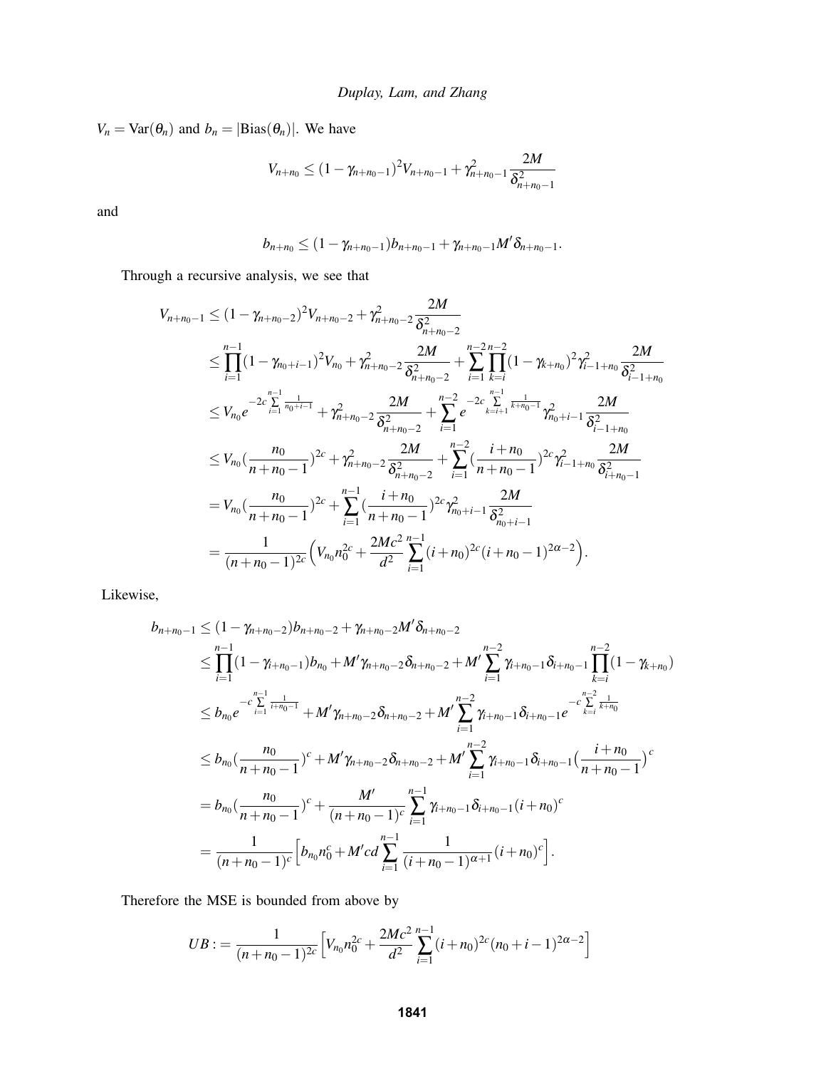$V_n = \text{Var}(\theta_n)$ and $b_n = |\text{Bias}(\theta_n)|$. We have

$$V_{n+n_0} \leq (1-\gamma_{n+n_0-1})^2 V_{n+n_0-1} + \gamma_{n+n_0-1}^2 \frac{2M}{\delta_{n+n_0-1}^2}$$

and

$$b_{n+n_0} \leq (1-\gamma_{n+n_0-1}) b_{n+n_0-1} + \gamma_{n+n_0-1} M' \delta_{n+n_0-1}.$$

Through a recursive analysis, we see that

$$\begin{aligned}
V_{n+n_0-1} &\leq (1-\gamma_{n+n_0-2})^2 V_{n+n_0-2} + \gamma_{n+n_0-2}^2 \frac{2M}{\delta_{n+n_0-2}^2} \\
&\leq \prod_{i=1}^{n-1} (1-\gamma_{n_0+i-1})^2 V_{n_0} + \gamma_{n+n_0-2}^2 \frac{2M}{\delta_{n+n_0-2}^2} + \sum_{i=1}^{n-2} \prod_{k=i}^{n-2} (1-\gamma_{k+n_0})^2 \gamma_{i-1+n_0}^2 \frac{2M}{\delta_{i-1+n_0}^2} \\
&\leq V_{n_0} e^{-2c \sum_{i=1}^{n-1} \frac{1}{n_0+i-1}} + \gamma_{n+n_0-2}^2 \frac{2M}{\delta_{n+n_0-2}^2} + \sum_{i=1}^{n-2} e^{-2c \sum_{k=i+1}^{n-1} \frac{1}{k+n_0-1}} \gamma_{n_0+i-1}^2 \frac{2M}{\delta_{i-1+n_0}^2} \\
&\leq V_{n_0} \left(\frac{n_0}{n+n_0-1}\right)^{2c} + \gamma_{n+n_0-2}^2 \frac{2M}{\delta_{n+n_0-2}^2} + \sum_{i=1}^{n-2} \left(\frac{i+n_0}{n+n_0-1}\right)^{2c} \gamma_{i-1+n_0}^2 \frac{2M}{\delta_{i+n_0-1}^2} \\
&= V_{n_0} \left(\frac{n_0}{n+n_0-1}\right)^{2c} + \sum_{i=1}^{n-1} \left(\frac{i+n_0}{n+n_0-1}\right)^{2c} \gamma_{n_0+i-1}^2 \frac{2M}{\delta_{n_0+i-1}^2} \\
&= \frac{1}{(n+n_0-1)^{2c}} \Big( V_{n_0} n_0^{2c} + \frac{2Mc^2}{d^2} \sum_{i=1}^{n-1} (i+n_0)^{2c} (i+n_0-1)^{2\alpha-2} \Big).
\end{aligned}$$

Likewise,

$$\begin{aligned}
b_{n+n_0-1} &\leq (1-\gamma_{n+n_0-2}) b_{n+n_0-2} + \gamma_{n+n_0-2} M' \delta_{n+n_0-2} \\
&\leq \prod_{i=1}^{n-1} (1-\gamma_{i+n_0-1}) b_{n_0} + M' \gamma_{n+n_0-2} \delta_{n+n_0-2} + M' \sum_{i=1}^{n-2} \gamma_{i+n_0-1} \delta_{i+n_0-1} \prod_{k=i}^{n-2} (1-\gamma_{k+n_0}) \\
&\leq b_{n_0} e^{-c \sum_{i=1}^{n-1} \frac{1}{i+n_0-1}} + M' \gamma_{n+n_0-2} \delta_{n+n_0-2} + M' \sum_{i=1}^{n-2} \gamma_{i+n_0-1} \delta_{i+n_0-1} e^{-c \sum_{k=i}^{n-2} \frac{1}{k+n_0}} \\
&\leq b_{n_0} \left(\frac{n_0}{n+n_0-1}\right)^c + M' \gamma_{n+n_0-2} \delta_{n+n_0-2} + M' \sum_{i=1}^{n-2} \gamma_{i+n_0-1} \delta_{i+n_0-1} \left(\frac{i+n_0}{n+n_0-1}\right)^c \\
&= b_{n_0} \left(\frac{n_0}{n+n_0-1}\right)^c + \frac{M'}{(n+n_0-1)^c} \sum_{i=1}^{n-1} \gamma_{i+n_0-1} \delta_{i+n_0-1} (i+n_0)^c \\
&= \frac{1}{(n+n_0-1)^c} \Big[ b_{n_0} n_0^c + M' c d \sum_{i=1}^{n-1} \frac{1}{(i+n_0-1)^{\alpha+1}} (i+n_0)^c \Big].
\end{aligned}$$

Therefore the MSE is bounded from above by

$$UB := \frac{1}{(n+n_0-1)^{2c}} \Big[ V_{n_0} n_0^{2c} + \frac{2Mc^2}{d^2} \sum_{i=1}^{n-1} (i+n_0)^{2c} (n_0+i-1)^{2\alpha-2} \Big]$$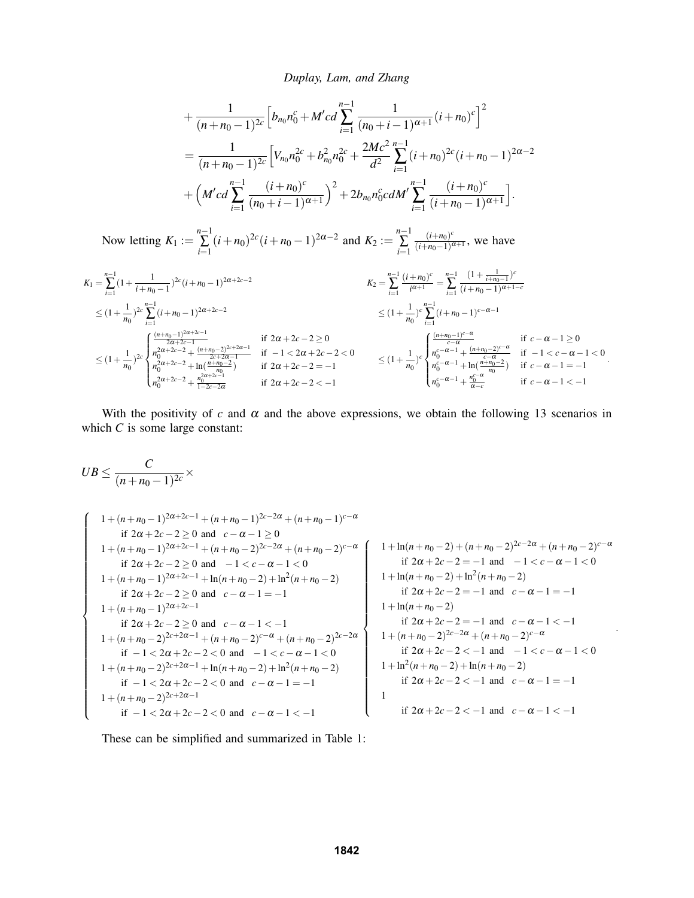$$
+ \frac{1}{(n+n_0-1)^{2c}} \Big[ b_{n_0} n_0^c + M' cd \sum_{i=1}^{n-1} \frac{1}{(n_0+i-1)^{\alpha+1}} (i+n_0)^c \Big]^2
$$

$$
= \frac{1}{(n+n_0-1)^{2c}} \Big[ V_{n_0} n_0^{2c} + b_{n_0}^2 n_0^{2c} + \frac{2Mc^2}{d^2} \sum_{i=1}^{n-1} (i+n_0)^{2c} (i+n_0-1)^{2\alpha-2}
$$

$$
+ \Big( M' cd \sum_{i=1}^{n-1} \frac{(i+n_0)^c}{(n_0+i-1)^{\alpha+1}} \Big)^2 + 2 b_{n_0} n_0^c cd M' \sum_{i=1}^{n-1} \frac{(i+n_0)^c}{(i+n_0-1)^{\alpha+1}} \Big].
$$

Now letting $K_1 := \sum_{i=1}^{n-1} (i+n_0)^{2c}(i+n_0-1)^{2\alpha-2}$ and $K_2 := \sum_{i=1}^{n-1} \frac{(i+n_0)^c}{(i+n_0-1)^{\alpha+1}}$, we have

$$
\begin{aligned}
K_1 &= \sum_{i=1}^{n-1} \Big(1+\frac{1}{i+n_0-1}\Big)^{2c} (i+n_0-1)^{2\alpha+2c-2} \\
&\le \Big(1+\frac{1}{n_0}\Big)^{2c} \sum_{i=1}^{n-1} (i+n_0-1)^{2\alpha+2c-2} \\
&\le \Big(1+\frac{1}{n_0}\Big)^{2c}
\begin{cases}
\frac{(n+n_0-1)^{2\alpha+2c-1}}{2\alpha+2c-1} & \text{if } 2\alpha+2c-2 \ge 0 \\
n_0^{2\alpha+2c-2} + \frac{(n+n_0-2)^{2c+2\alpha-1}}{2c+2\alpha-1} & \text{if } -1 < 2\alpha+2c-2 < 0 \\
n_0^{2\alpha+2c-2} + \ln\big(\frac{n+n_0-2}{n_0}\big) & \text{if } 2\alpha+2c-2 = -1 \\
n_0^{2\alpha+2c-2} + \frac{n_0^{2\alpha+2c-1}}{1-2c-2\alpha} & \text{if } 2\alpha+2c-2 < -1
\end{cases}
\end{aligned}
$$

$$
\begin{aligned}
K_2 &= \sum_{i=1}^{n-1} \frac{(i+n_0)^c}{i^{\alpha+1}} = \sum_{i=1}^{n-1} \frac{\big(1+\frac{1}{i+n_0-1}\big)^c}{(i+n_0-1)^{\alpha+1-c}} \\
&\le \Big(1+\frac{1}{n_0}\Big)^{c} \sum_{i=1}^{n-1} (i+n_0-1)^{c-\alpha-1} \\
&\le \Big(1+\frac{1}{n_0}\Big)^{c}
\begin{cases}
\frac{(n+n_0-1)^{c-\alpha}}{c-\alpha} & \text{if } c-\alpha-1 \ge 0 \\
n_0^{c-\alpha-1} + \frac{(n+n_0-2)^{c-\alpha}}{c-\alpha} & \text{if } -1 < c-\alpha-1 < 0 \\
n_0^{c-\alpha-1} + \ln\big(\frac{n+n_0-2}{n_0}\big) & \text{if } c-\alpha-1 = -1 \\
n_0^{c-\alpha-1} + \frac{n_0^{c-\alpha}}{\alpha-c} & \text{if } c-\alpha-1 < -1
\end{cases}.
\end{aligned}
$$

With the positivity of $c$ and $\alpha$ and the above expressions, we obtain the following 13 scenarios in which $C$ is some large constant:

$$
UB \le \frac{C}{(n+n_0-1)^{2c}} \times
$$

$$
\begin{cases}
1+(n+n_0-1)^{2\alpha+2c-1}+(n+n_0-1)^{2c-2\alpha}+(n+n_0-1)^{c-\alpha} \\
\qquad \text{if } 2\alpha+2c-2 \ge 0 \text{ and } \ c-\alpha-1 \ge 0 \\
1+(n+n_0-1)^{2\alpha+2c-1}+(n+n_0-2)^{2c-2\alpha}+(n+n_0-2)^{c-\alpha} \\
\qquad \text{if } 2\alpha+2c-2 \ge 0 \text{ and } \ -1 < c-\alpha-1 < 0 \\
1+(n+n_0-1)^{2\alpha+2c-1}+\ln(n+n_0-2)+\ln^2(n+n_0-2) \\
\qquad \text{if } 2\alpha+2c-2 \ge 0 \text{ and } \ c-\alpha-1 = -1 \\
1+(n+n_0-1)^{2\alpha+2c-1} \\
\qquad \text{if } 2\alpha+2c-2 \ge 0 \text{ and } \ c-\alpha-1 < -1 \\
1+(n+n_0-2)^{2c+2\alpha-1}+(n+n_0-2)^{c-\alpha}+(n+n_0-2)^{2c-2\alpha} \\
\qquad \text{if } -1 < 2\alpha+2c-2 < 0 \text{ and } \ -1 < c-\alpha-1 < 0 \\
1+(n+n_0-2)^{2c+2\alpha-1}+\ln(n+n_0-2)+\ln^2(n+n_0-2) \\
\qquad \text{if } -1 < 2\alpha+2c-2 < 0 \text{ and } \ c-\alpha-1 = -1 \\
1+(n+n_0-2)^{2c+2\alpha-1} \\
\qquad \text{if } -1 < 2\alpha+2c-2 < 0 \text{ and } \ c-\alpha-1 < -1
\end{cases}
\begin{cases}
1+\ln(n+n_0-2)+(n+n_0-2)^{2c-2\alpha}+(n+n_0-2)^{c-\alpha} \\
\qquad \text{if } 2\alpha+2c-2 = -1 \text{ and } \ -1 < c-\alpha-1 < 0 \\
1+\ln(n+n_0-2)+\ln^2(n+n_0-2) \\
\qquad \text{if } 2\alpha+2c-2 = -1 \text{ and } \ c-\alpha-1 = -1 \\
1+\ln(n+n_0-2) \\
\qquad \text{if } 2\alpha+2c-2 = -1 \text{ and } \ c-\alpha-1 < -1 \\
1+(n+n_0-2)^{2c-2\alpha}+(n+n_0-2)^{c-\alpha} \\
\qquad \text{if } 2\alpha+2c-2 < -1 \text{ and } \ -1 < c-\alpha-1 < 0 \\
1+\ln^2(n+n_0-2)+\ln(n+n_0-2) \\
\qquad \text{if } 2\alpha+2c-2 < -1 \text{ and } \ c-\alpha-1 = -1 \\
1 \\
\qquad \text{if } 2\alpha+2c-2 < -1 \text{ and } \ c-\alpha-1 < -1
\end{cases}.
$$

These can be simplified and summarized in Table 1: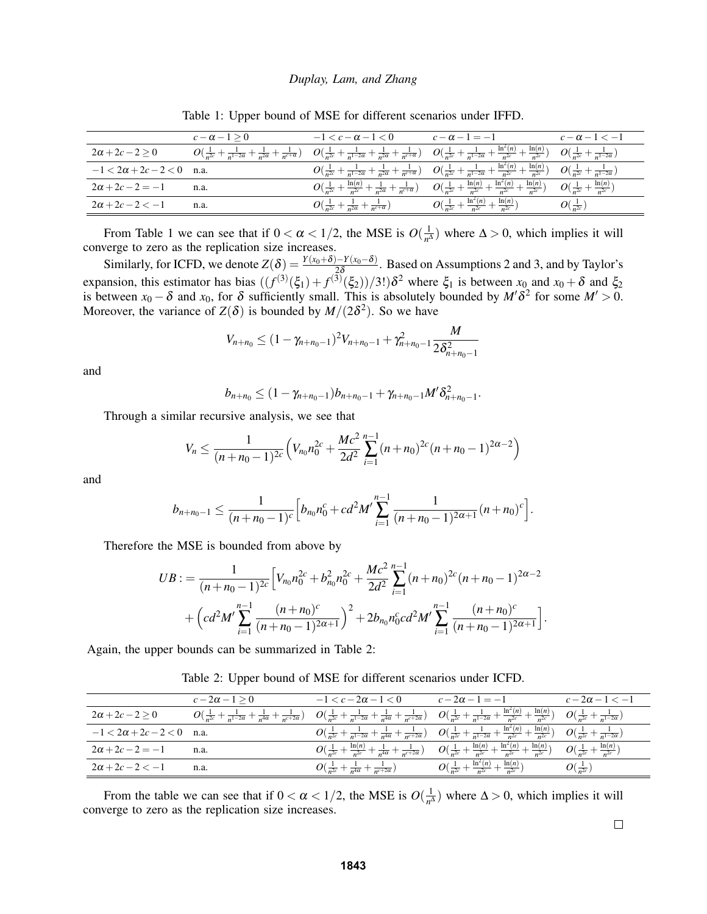Table 1: Upper bound of MSE for different scenarios under IFFD.

|  | $c-\alpha-1 \geq 0$ | $-1 < c-\alpha-1 < 0$ | $c-\alpha-1 = -1$ | $c-\alpha-1 < -1$ |
|---|---|---|---|---|
| $2\alpha+2c-2 \geq 0$ | $O(\frac{1}{n^{2c}} + \frac{1}{n^{1-2\alpha}} + \frac{1}{n^{2\alpha}} + \frac{1}{n^{c+\alpha}})$ | $O(\frac{1}{n^{2c}} + \frac{1}{n^{1-2\alpha}} + \frac{1}{n^{2\alpha}} + \frac{1}{n^{c+\alpha}})$ | $O(\frac{1}{n^{2c}} + \frac{1}{n^{1-2\alpha}} + \frac{\ln^2(n)}{n^{2c}} + \frac{\ln(n)}{n^{2c}})$ | $O(\frac{1}{n^{2c}} + \frac{1}{n^{1-2\alpha}})$ |
| $-1 < 2\alpha+2c-2 < 0$ | n.a. | $O(\frac{1}{n^{2c}} + \frac{1}{n^{1-2\alpha}} + \frac{1}{n^{2\alpha}} + \frac{1}{n^{c+\alpha}})$ | $O(\frac{1}{n^{2c}} + \frac{1}{n^{1-2\alpha}} + \frac{\ln^2(n)}{n^{2c}} + \frac{\ln(n)}{n^{2c}})$ | $O(\frac{1}{n^{2c}} + \frac{1}{n^{1-2\alpha}})$ |
| $2\alpha+2c-2 = -1$ | n.a. | $O(\frac{1}{n^{2c}} + \frac{\ln(n)}{n^{2c}} + \frac{1}{n^{2\alpha}} + \frac{1}{n^{c+\alpha}})$ | $O(\frac{1}{n^{2c}} + \frac{\ln(n)}{n^{2c}} + \frac{\ln^2(n)}{n^{2c}} + \frac{\ln(n)}{n^{2c}})$ | $O(\frac{1}{n^{2c}} + \frac{\ln(n)}{n^{2c}})$ |
| $2\alpha+2c-2 < -1$ | n.a. | $O(\frac{1}{n^{2c}} + \frac{1}{n^{2\alpha}} + \frac{1}{n^{c+\alpha}})$ | $O(\frac{1}{n^{2c}} + \frac{\ln^2(n)}{n^{2c}} + \frac{\ln(n)}{n^{2c}})$ | $O(\frac{1}{n^{2c}})$ |

From Table 1 we can see that if $0 < \alpha < 1/2$, the MSE is $O(\frac{1}{n^{\Delta}})$ where $\Delta > 0$, which implies it will converge to zero as the replication size increases.

Similarly, for ICFD, we denote $Z(\delta) = \frac{Y(x_0+\delta)-Y(x_0-\delta)}{2\delta}$. Based on Assumptions 2 and 3, and by Taylor's expansion, this estimator has bias $((f^{(3)}(\xi_1) + f^{(3)}(\xi_2))/3!)\delta^2$ where $\xi_1$ is between $x_0$ and $x_0+\delta$ and $\xi_2$ is between $x_0-\delta$ and $x_0$, for $\delta$ sufficiently small. This is absolutely bounded by $M'\delta^2$ for some $M' > 0$. Moreover, the variance of $Z(\delta)$ is bounded by $M/(2\delta^2)$. So we have

$$V_{n+n_0} \leq (1-\gamma_{n+n_0-1})^2 V_{n+n_0-1} + \gamma_{n+n_0-1}^2 \frac{M}{2\delta_{n+n_0-1}^2}$$

and

$$b_{n+n_0} \leq (1-\gamma_{n+n_0-1}) b_{n+n_0-1} + \gamma_{n+n_0-1} M' \delta_{n+n_0-1}^2.$$

Through a similar recursive analysis, we see that

$$V_n \leq \frac{1}{(n+n_0-1)^{2c}} \Big( V_{n_0} n_0^{2c} + \frac{Mc^2}{2d^2} \sum_{i=1}^{n-1} (n+n_0)^{2c} (n+n_0-1)^{2\alpha-2} \Big)$$

and

$$b_{n+n_0-1} \leq \frac{1}{(n+n_0-1)^c} \Big[ b_{n_0} n_0^c + cd^2 M' \sum_{i=1}^{n-1} \frac{1}{(n+n_0-1)^{2\alpha+1}} (n+n_0)^c \Big].$$

Therefore the MSE is bounded from above by

$$UB := \frac{1}{(n+n_0-1)^{2c}} \Big[ V_{n_0} n_0^{2c} + b_{n_0}^2 n_0^{2c} + \frac{Mc^2}{2d^2} \sum_{i=1}^{n-1} (n+n_0)^{2c} (n+n_0-1)^{2\alpha-2} + \Big( cd^2 M' \sum_{i=1}^{n-1} \frac{(n+n_0)^c}{(n+n_0-1)^{2\alpha+1}} \Big)^2 + 2 b_{n_0} n_0^c cd^2 M' \sum_{i=1}^{n-1} \frac{(n+n_0)^c}{(n+n_0-1)^{2\alpha+1}} \Big].$$

Again, the upper bounds can be summarized in Table 2:

Table 2: Upper bound of MSE for different scenarios under ICFD.

|  | $c-2\alpha-1 \geq 0$ | $-1 < c-2\alpha-1 < 0$ | $c-2\alpha-1 = -1$ | $c-2\alpha-1 < -1$ |
|---|---|---|---|---|
| $2\alpha+2c-2 \geq 0$ | $O(\frac{1}{n^{2c}} + \frac{1}{n^{1-2\alpha}} + \frac{1}{n^{4\alpha}} + \frac{1}{n^{c+2\alpha}})$ | $O(\frac{1}{n^{2c}} + \frac{1}{n^{1-2\alpha}} + \frac{1}{n^{4\alpha}} + \frac{1}{n^{c+2\alpha}})$ | $O(\frac{1}{n^{2c}} + \frac{1}{n^{1-2\alpha}} + \frac{\ln^2(n)}{n^{2c}} + \frac{\ln(n)}{n^{2c}})$ | $O(\frac{1}{n^{2c}} + \frac{1}{n^{1-2\alpha}})$ |
| $-1 < 2\alpha+2c-2 < 0$ | n.a. | $O(\frac{1}{n^{2c}} + \frac{1}{n^{1-2\alpha}} + \frac{1}{n^{4\alpha}} + \frac{1}{n^{c+2\alpha}})$ | $O(\frac{1}{n^{2c}} + \frac{1}{n^{1-2\alpha}} + \frac{\ln^2(n)}{n^{2c}} + \frac{\ln(n)}{n^{2c}})$ | $O(\frac{1}{n^{2c}} + \frac{1}{n^{1-2\alpha}})$ |
| $2\alpha+2c-2 = -1$ | n.a. | $O(\frac{1}{n^{2c}} + \frac{\ln(n)}{n^{2c}} + \frac{1}{n^{4\alpha}} + \frac{1}{n^{c+2\alpha}})$ | $O(\frac{1}{n^{2c}} + \frac{\ln(n)}{n^{2c}} + \frac{\ln^2(n)}{n^{2c}} + \frac{\ln(n)}{n^{2c}})$ | $O(\frac{1}{n^{2c}} + \frac{\ln(n)}{n^{2c}})$ |
| $2\alpha+2c-2 < -1$ | n.a. | $O(\frac{1}{n^{2c}} + \frac{1}{n^{4\alpha}} + \frac{1}{n^{c+2\alpha}})$ | $O(\frac{1}{n^{2c}} + \frac{\ln^2(n)}{n^{2c}} + \frac{\ln(n)}{n^{2c}})$ | $O(\frac{1}{n^{2c}})$ |

From the table we can see that if $0 < \alpha < 1/2$, the MSE is $O(\frac{1}{n^{\Delta}})$ where $\Delta > 0$, which implies it will converge to zero as the replication size increases.

□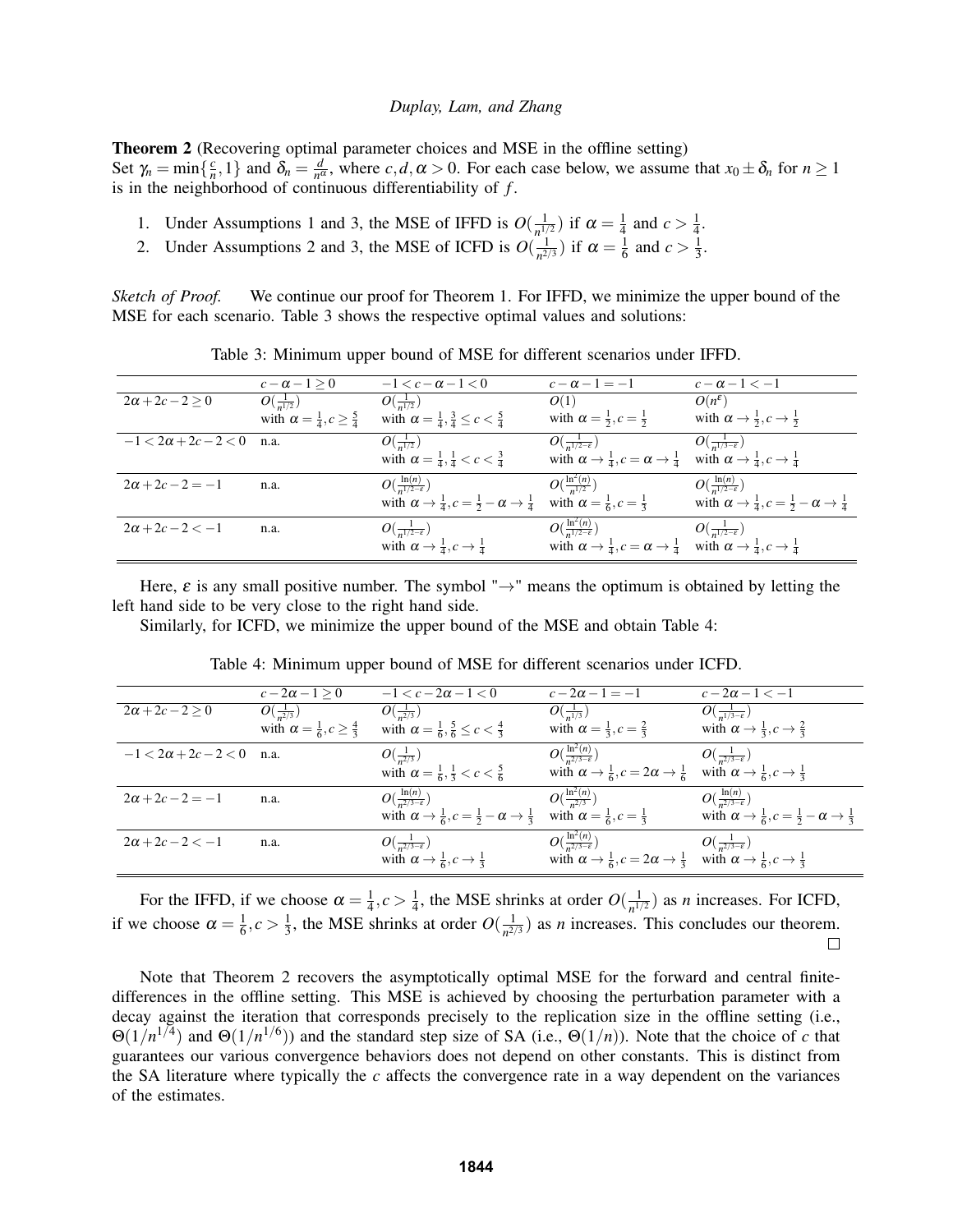**Theorem 2** (Recovering optimal parameter choices and MSE in the offline setting)
Set $\gamma_n = \min\{\frac{c}{n}, 1\}$ and $\delta_n = \frac{d}{n^\alpha}$, where $c, d, \alpha > 0$. For each case below, we assume that $x_0 \pm \delta_n$ for $n \geq 1$ is in the neighborhood of continuous differentiability of $f$.

1. Under Assumptions 1 and 3, the MSE of IFFD is $O(\frac{1}{n^{1/2}})$ if $\alpha = \frac{1}{4}$ and $c > \frac{1}{4}$.
2. Under Assumptions 2 and 3, the MSE of ICFD is $O(\frac{1}{n^{2/3}})$ if $\alpha = \frac{1}{6}$ and $c > \frac{1}{3}$.

*Sketch of Proof.* We continue our proof for Theorem 1. For IFFD, we minimize the upper bound of the MSE for each scenario. Table 3 shows the respective optimal values and solutions:

Table 3: Minimum upper bound of MSE for different scenarios under IFFD.

| | $c-\alpha-1 \geq 0$ | $-1 < c-\alpha-1 < 0$ | $c-\alpha-1 = -1$ | $c-\alpha-1 < -1$ |
|---|---|---|---|---|
| $2\alpha+2c-2 \geq 0$ | $O(\frac{1}{n^{1/2}})$ with $\alpha = \frac{1}{4}, c \geq \frac{5}{4}$ | $O(\frac{1}{n^{1/2}})$ with $\alpha = \frac{1}{4}, \frac{3}{4} \leq c < \frac{5}{4}$ | $O(1)$ with $\alpha = \frac{1}{2}, c = \frac{1}{2}$ | $O(n^\varepsilon)$ with $\alpha \to \frac{1}{2}, c \to \frac{1}{2}$ |
| $-1 < 2\alpha+2c-2 < 0$ | n.a. | $O(\frac{1}{n^{1/2}})$ with $\alpha = \frac{1}{4}, \frac{1}{4} < c < \frac{3}{4}$ | $O(\frac{1}{n^{1/2-\varepsilon}})$ with $\alpha \to \frac{1}{4}, c = \alpha \to \frac{1}{4}$ | $O(\frac{1}{n^{1/3-\varepsilon}})$ with $\alpha \to \frac{1}{4}, c \to \frac{1}{4}$ |
| $2\alpha+2c-2 = -1$ | n.a. | $O(\frac{\ln(n)}{n^{1/2-\varepsilon}})$ with $\alpha \to \frac{1}{4}, c = \frac{1}{2}-\alpha \to \frac{1}{4}$ | $O(\frac{\ln^2(n)}{n^{1/2}})$ with $\alpha = \frac{1}{6}, c = \frac{1}{3}$ | $O(\frac{\ln(n)}{n^{1/2-\varepsilon}})$ with $\alpha \to \frac{1}{4}, c = \frac{1}{2}-\alpha \to \frac{1}{4}$ |
| $2\alpha+2c-2 < -1$ | n.a. | $O(\frac{1}{n^{1/2-\varepsilon}})$ with $\alpha \to \frac{1}{4}, c \to \frac{1}{4}$ | $O(\frac{\ln^2(n)}{n^{1/2-\varepsilon}})$ with $\alpha \to \frac{1}{4}, c = \alpha \to \frac{1}{4}$ | $O(\frac{1}{n^{1/2-\varepsilon}})$ with $\alpha \to \frac{1}{4}, c \to \frac{1}{4}$ |

Here, $\varepsilon$ is any small positive number. The symbol "$\to$" means the optimum is obtained by letting the left hand side to be very close to the right hand side.

Similarly, for ICFD, we minimize the upper bound of the MSE and obtain Table 4:

Table 4: Minimum upper bound of MSE for different scenarios under ICFD.

| | $c-2\alpha-1 \geq 0$ | $-1 < c-2\alpha-1 < 0$ | $c-2\alpha-1 = -1$ | $c-2\alpha-1 < -1$ |
|---|---|---|---|---|
| $2\alpha+2c-2 \geq 0$ | $O(\frac{1}{n^{2/3}})$ with $\alpha = \frac{1}{6}, c \geq \frac{4}{3}$ | $O(\frac{1}{n^{2/3}})$ with $\alpha = \frac{1}{6}, \frac{5}{6} \leq c < \frac{4}{3}$ | $O(\frac{1}{n^{1/3}})$ with $\alpha = \frac{1}{3}, c = \frac{2}{3}$ | $O(\frac{1}{n^{1/3-\varepsilon}})$ with $\alpha \to \frac{1}{3}, c \to \frac{2}{3}$ |
| $-1 < 2\alpha+2c-2 < 0$ | n.a. | $O(\frac{1}{n^{2/3}})$ with $\alpha = \frac{1}{6}, \frac{1}{3} < c < \frac{5}{6}$ | $O(\frac{\ln^2(n)}{n^{2/3-\varepsilon}})$ with $\alpha \to \frac{1}{6}, c = 2\alpha \to \frac{1}{6}$ | $O(\frac{1}{n^{2/3-\varepsilon}})$ with $\alpha \to \frac{1}{6}, c \to \frac{1}{3}$ |
| $2\alpha+2c-2 = -1$ | n.a. | $O(\frac{\ln(n)}{n^{2/3-\varepsilon}})$ with $\alpha \to \frac{1}{6}, c = \frac{1}{2}-\alpha \to \frac{1}{3}$ | $O(\frac{\ln^2(n)}{n^{2/3}})$ with $\alpha = \frac{1}{6}, c = \frac{1}{3}$ | $O(\frac{\ln(n)}{n^{2/3-\varepsilon}})$ with $\alpha \to \frac{1}{6}, c = \frac{1}{2}-\alpha \to \frac{1}{3}$ |
| $2\alpha+2c-2 < -1$ | n.a. | $O(\frac{1}{n^{2/3-\varepsilon}})$ with $\alpha \to \frac{1}{6}, c \to \frac{1}{3}$ | $O(\frac{\ln^2(n)}{n^{2/3-\varepsilon}})$ with $\alpha \to \frac{1}{6}, c = 2\alpha \to \frac{1}{3}$ | $O(\frac{1}{n^{2/3-\varepsilon}})$ with $\alpha \to \frac{1}{6}, c \to \frac{1}{3}$ |

For the IFFD, if we choose $\alpha = \frac{1}{4}, c > \frac{1}{4}$, the MSE shrinks at order $O(\frac{1}{n^{1/2}})$ as $n$ increases. For ICFD, if we choose $\alpha = \frac{1}{6}, c > \frac{1}{3}$, the MSE shrinks at order $O(\frac{1}{n^{2/3}})$ as $n$ increases. This concludes our theorem. $\square$

Note that Theorem 2 recovers the asymptotically optimal MSE for the forward and central finite-differences in the offline setting. This MSE is achieved by choosing the perturbation parameter with a decay against the iteration that corresponds precisely to the replication size in the offline setting (i.e., $\Theta(1/n^{1/4})$ and $\Theta(1/n^{1/6})$) and the standard step size of SA (i.e., $\Theta(1/n)$). Note that the choice of $c$ that guarantees our various convergence behaviors does not depend on other constants. This is distinct from the SA literature where typically the $c$ affects the convergence rate in a way dependent on the variances of the estimates.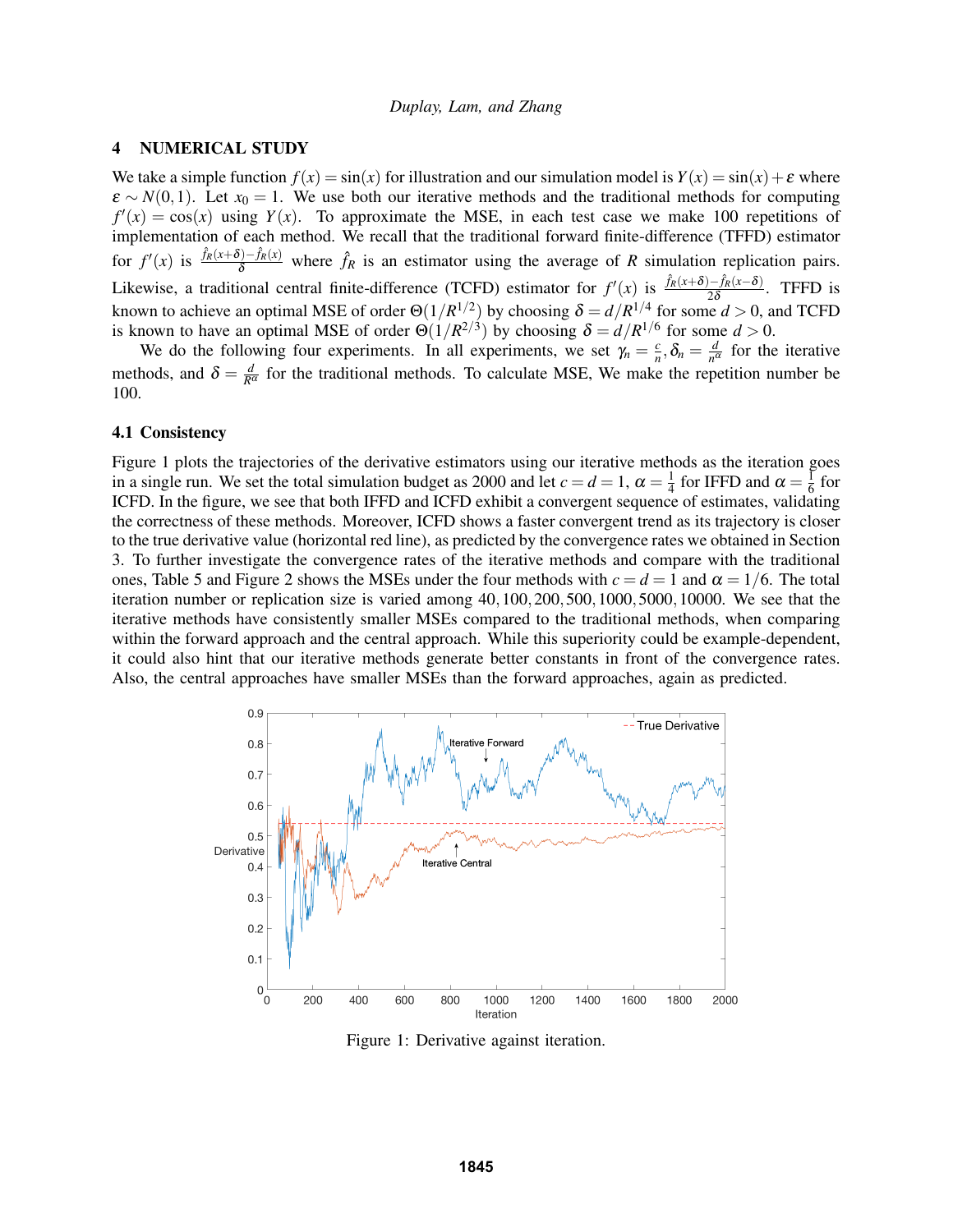## 4 NUMERICAL STUDY

We take a simple function $f(x) = \sin(x)$ for illustration and our simulation model is $Y(x) = \sin(x) + \varepsilon$ where $\varepsilon \sim N(0,1)$. Let $x_0 = 1$. We use both our iterative methods and the traditional methods for computing $f'(x) = \cos(x)$ using $Y(x)$. To approximate the MSE, in each test case we make 100 repetitions of implementation of each method. We recall that the traditional forward finite-difference (TFFD) estimator for $f'(x)$ is $\frac{\hat{f}_R(x+\delta) - \hat{f}_R(x)}{\delta}$ where $\hat{f}_R$ is an estimator using the average of $R$ simulation replication pairs. Likewise, a traditional central finite-difference (TCFD) estimator for $f'(x)$ is $\frac{\hat{f}_R(x+\delta) - \hat{f}_R(x-\delta)}{2\delta}$. TFFD is known to achieve an optimal MSE of order $\Theta(1/R^{1/2})$ by choosing $\delta = d/R^{1/4}$ for some $d > 0$, and TCFD is known to have an optimal MSE of order $\Theta(1/R^{2/3})$ by choosing $\delta = d/R^{1/6}$ for some $d > 0$.

We do the following four experiments. In all experiments, we set $\gamma_n = \frac{c}{n}, \delta_n = \frac{d}{n^\alpha}$ for the iterative methods, and $\delta = \frac{d}{R^\alpha}$ for the traditional methods. To calculate MSE, We make the repetition number be 100.

### 4.1 Consistency

Figure 1 plots the trajectories of the derivative estimators using our iterative methods as the iteration goes in a single run. We set the total simulation budget as 2000 and let $c = d = 1$, $\alpha = \frac{1}{4}$ for IFFD and $\alpha = \frac{1}{6}$ for ICFD. In the figure, we see that both IFFD and ICFD exhibit a convergent sequence of estimates, validating the correctness of these methods. Moreover, ICFD shows a faster convergent trend as its trajectory is closer to the true derivative value (horizontal red line), as predicted by the convergence rates we obtained in Section 3. To further investigate the convergence rates of the iterative methods and compare with the traditional ones, Table 5 and Figure 2 shows the MSEs under the four methods with $c = d = 1$ and $\alpha = 1/6$. The total iteration number or replication size is varied among $40, 100, 200, 500, 1000, 5000, 10000$. We see that the iterative methods have consistently smaller MSEs compared to the traditional methods, when comparing within the forward approach and the central approach. While this superiority could be example-dependent, it could also hint that our iterative methods generate better constants in front of the convergence rates. Also, the central approaches have smaller MSEs than the forward approaches, again as predicted.

Figure 1: Derivative against iteration.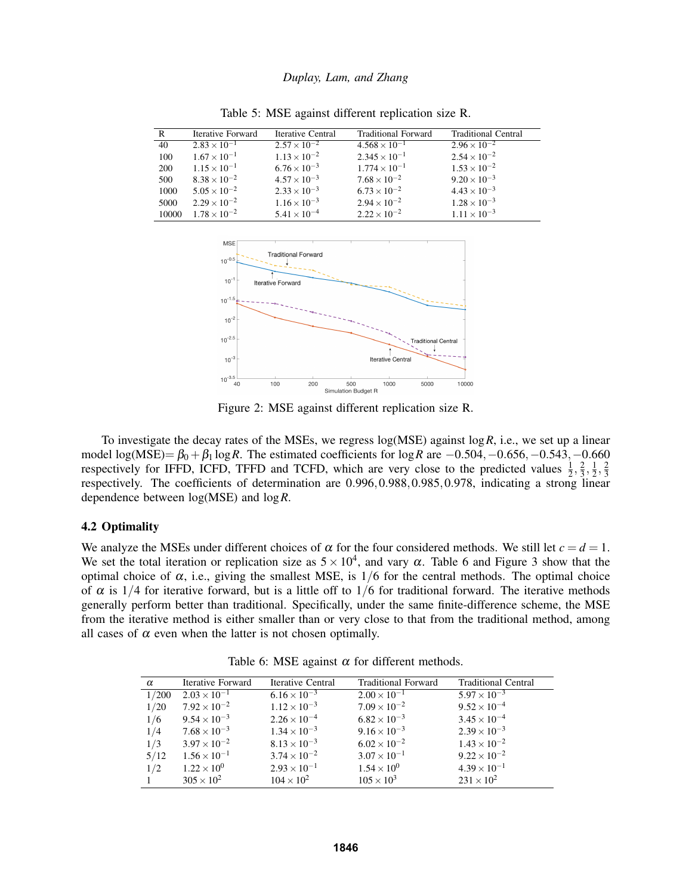Table 5: MSE against different replication size R.

| R | Iterative Forward | Iterative Central | Traditional Forward | Traditional Central |
|---|---|---|---|---|
| 40 | $2.83 \times 10^{-1}$ | $2.57 \times 10^{-2}$ | $4.568 \times 10^{-1}$ | $2.96 \times 10^{-2}$ |
| 100 | $1.67 \times 10^{-1}$ | $1.13 \times 10^{-2}$ | $2.345 \times 10^{-1}$ | $2.54 \times 10^{-2}$ |
| 200 | $1.15 \times 10^{-1}$ | $6.76 \times 10^{-3}$ | $1.774 \times 10^{-1}$ | $1.53 \times 10^{-2}$ |
| 500 | $8.38 \times 10^{-2}$ | $4.57 \times 10^{-3}$ | $7.68 \times 10^{-2}$ | $9.20 \times 10^{-3}$ |
| 1000 | $5.05 \times 10^{-2}$ | $2.33 \times 10^{-3}$ | $6.73 \times 10^{-2}$ | $4.43 \times 10^{-3}$ |
| 5000 | $2.29 \times 10^{-2}$ | $1.16 \times 10^{-3}$ | $2.94 \times 10^{-2}$ | $1.28 \times 10^{-3}$ |
| 10000 | $1.78 \times 10^{-2}$ | $5.41 \times 10^{-4}$ | $2.22 \times 10^{-2}$ | $1.11 \times 10^{-3}$ |

Figure 2: MSE against different replication size R.

To investigate the decay rates of the MSEs, we regress log(MSE) against $\log R$, i.e., we set up a linear model log(MSE)$= \beta_0 + \beta_1 \log R$. The estimated coefficients for $\log R$ are $-0.504, -0.656, -0.543, -0.660$ respectively for IFFD, ICFD, TFFD and TCFD, which are very close to the predicted values $\frac{1}{2}, \frac{2}{3}, \frac{1}{2}, \frac{2}{3}$ respectively. The coefficients of determination are $0.996, 0.988, 0.985, 0.978$, indicating a strong linear dependence between log(MSE) and $\log R$.

### 4.2 Optimality

We analyze the MSEs under different choices of $\alpha$ for the four considered methods. We still let $c = d = 1$. We set the total iteration or replication size as $5 \times 10^4$, and vary $\alpha$. Table 6 and Figure 3 show that the optimal choice of $\alpha$, i.e., giving the smallest MSE, is $1/6$ for the central methods. The optimal choice of $\alpha$ is $1/4$ for iterative forward, but is a little off to $1/6$ for traditional forward. The iterative methods generally perform better than traditional. Specifically, under the same finite-difference scheme, the MSE from the iterative method is either smaller than or very close to that from the traditional method, among all cases of $\alpha$ even when the latter is not chosen optimally.

Table 6: MSE against $\alpha$ for different methods.

| $\alpha$ | Iterative Forward | Iterative Central | Traditional Forward | Traditional Central |
|---|---|---|---|---|
| $1/200$ | $2.03 \times 10^{-1}$ | $6.16 \times 10^{-3}$ | $2.00 \times 10^{-1}$ | $5.97 \times 10^{-3}$ |
| $1/20$ | $7.92 \times 10^{-2}$ | $1.12 \times 10^{-3}$ | $7.09 \times 10^{-2}$ | $9.52 \times 10^{-4}$ |
| $1/6$ | $9.54 \times 10^{-3}$ | $2.26 \times 10^{-4}$ | $6.82 \times 10^{-3}$ | $3.45 \times 10^{-4}$ |
| $1/4$ | $7.68 \times 10^{-3}$ | $1.34 \times 10^{-3}$ | $9.16 \times 10^{-3}$ | $2.39 \times 10^{-3}$ |
| $1/3$ | $3.97 \times 10^{-2}$ | $8.13 \times 10^{-3}$ | $6.02 \times 10^{-2}$ | $1.43 \times 10^{-2}$ |
| $5/12$ | $1.56 \times 10^{-1}$ | $3.74 \times 10^{-2}$ | $3.07 \times 10^{-1}$ | $9.22 \times 10^{-2}$ |
| $1/2$ | $1.22 \times 10^{0}$ | $2.93 \times 10^{-1}$ | $1.54 \times 10^{0}$ | $4.39 \times 10^{-1}$ |
| $1$ | $305 \times 10^{2}$ | $104 \times 10^{2}$ | $105 \times 10^{3}$ | $231 \times 10^{2}$ |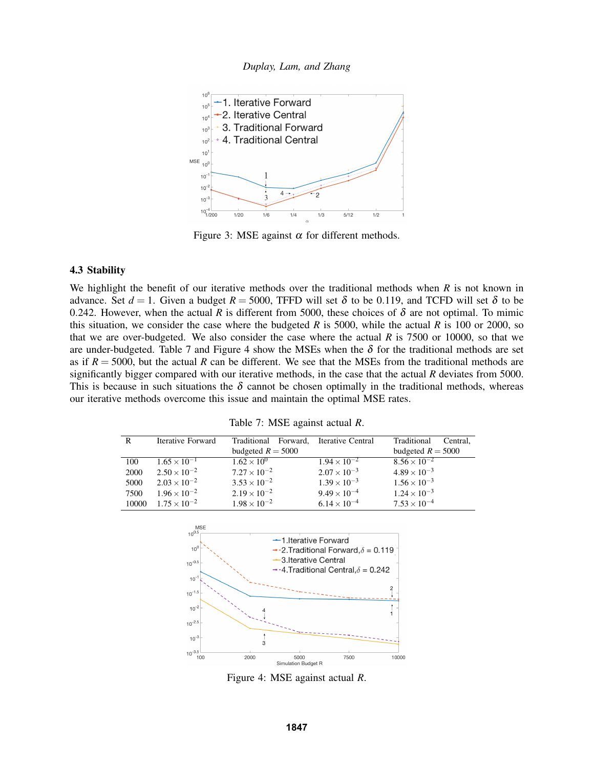Figure 3: MSE against $\alpha$ for different methods.

### 4.3 Stability

We highlight the benefit of our iterative methods over the traditional methods when $R$ is not known in advance. Set $d = 1$. Given a budget $R = 5000$, TFFD will set $\delta$ to be 0.119, and TCFD will set $\delta$ to be 0.242. However, when the actual $R$ is different from 5000, these choices of $\delta$ are not optimal. To mimic this situation, we consider the case where the budgeted $R$ is 5000, while the actual $R$ is 100 or 2000, so that we are over-budgeted. We also consider the case where the actual $R$ is 7500 or 10000, so that we are under-budgeted. Table 7 and Figure 4 show the MSEs when the $\delta$ for the traditional methods are set as if $R = 5000$, but the actual $R$ can be different. We see that the MSEs from the traditional methods are significantly bigger compared with our iterative methods, in the case that the actual $R$ deviates from 5000. This is because in such situations the $\delta$ cannot be chosen optimally in the traditional methods, whereas our iterative methods overcome this issue and maintain the optimal MSE rates.

Table 7: MSE against actual $R$.

| R | Iterative Forward | Traditional Forward, budgeted $R = 5000$ | Iterative Central | Traditional Central, budgeted $R = 5000$ |
|---|---|---|---|---|
| 100 | $1.65 \times 10^{-1}$ | $1.62 \times 10^{0}$ | $1.94 \times 10^{-2}$ | $8.56 \times 10^{-2}$ |
| 2000 | $2.50 \times 10^{-2}$ | $7.27 \times 10^{-2}$ | $2.07 \times 10^{-3}$ | $4.89 \times 10^{-3}$ |
| 5000 | $2.03 \times 10^{-2}$ | $3.53 \times 10^{-2}$ | $1.39 \times 10^{-3}$ | $1.56 \times 10^{-3}$ |
| 7500 | $1.96 \times 10^{-2}$ | $2.19 \times 10^{-2}$ | $9.49 \times 10^{-4}$ | $1.24 \times 10^{-3}$ |
| 10000 | $1.75 \times 10^{-2}$ | $1.98 \times 10^{-2}$ | $6.14 \times 10^{-4}$ | $7.53 \times 10^{-4}$ |

Figure 4: MSE against actual $R$.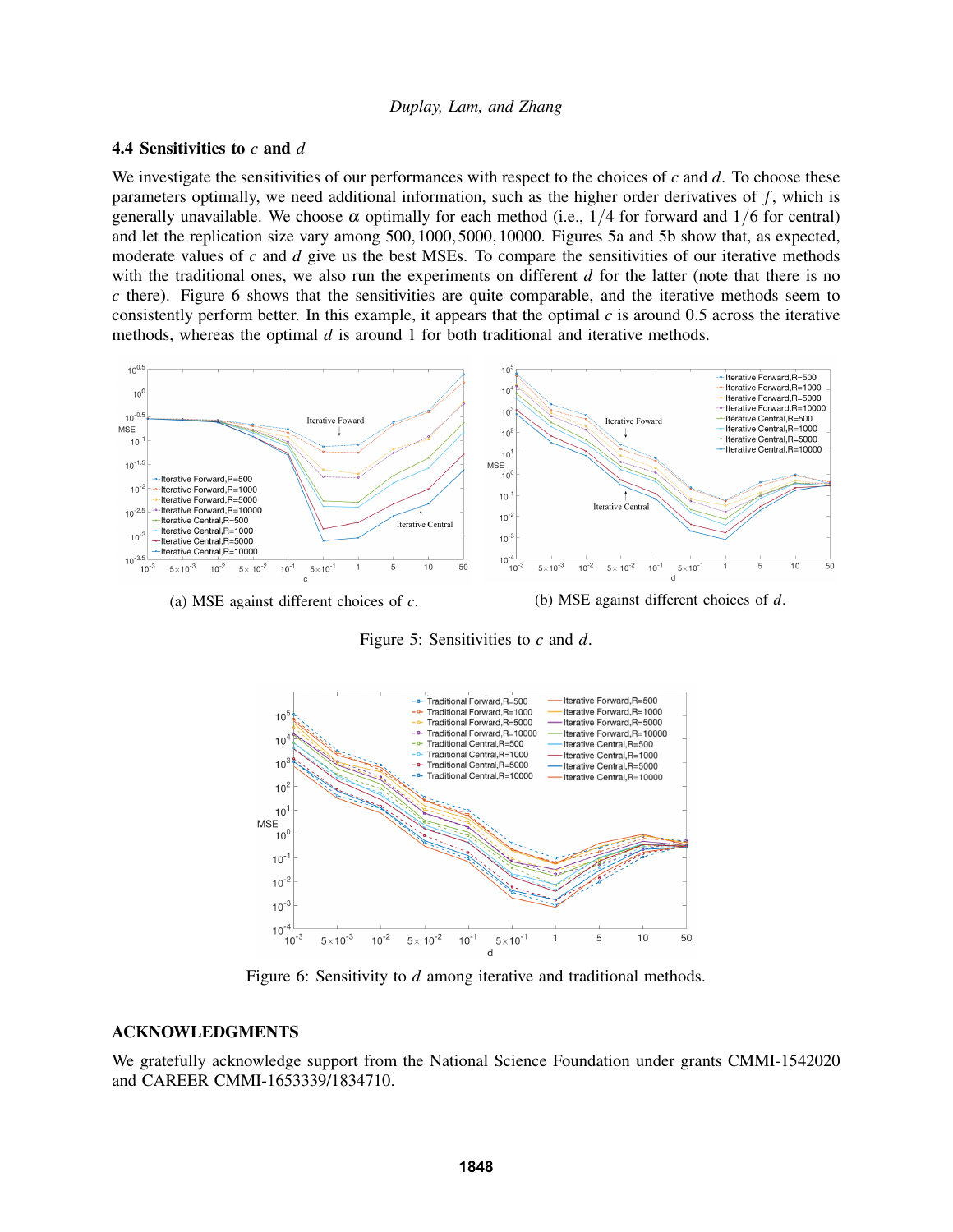### 4.4 Sensitivities to $c$ and $d$

We investigate the sensitivities of our performances with respect to the choices of $c$ and $d$. To choose these parameters optimally, we need additional information, such as the higher order derivatives of $f$, which is generally unavailable. We choose $\alpha$ optimally for each method (i.e., $1/4$ for forward and $1/6$ for central) and let the replication size vary among $500, 1000, 5000, 10000$. Figures 5a and 5b show that, as expected, moderate values of $c$ and $d$ give us the best MSEs. To compare the sensitivities of our iterative methods with the traditional ones, we also run the experiments on different $d$ for the latter (note that there is no $c$ there). Figure 6 shows that the sensitivities are quite comparable, and the iterative methods seem to consistently perform better. In this example, it appears that the optimal $c$ is around 0.5 across the iterative methods, whereas the optimal $d$ is around 1 for both traditional and iterative methods.

(a) MSE against different choices of $c$.

(b) MSE against different choices of $d$.

Figure 5: Sensitivities to $c$ and $d$.

Figure 6: Sensitivity to $d$ among iterative and traditional methods.

## ACKNOWLEDGMENTS

We gratefully acknowledge support from the National Science Foundation under grants CMMI-1542020 and CAREER CMMI-1653339/1834710.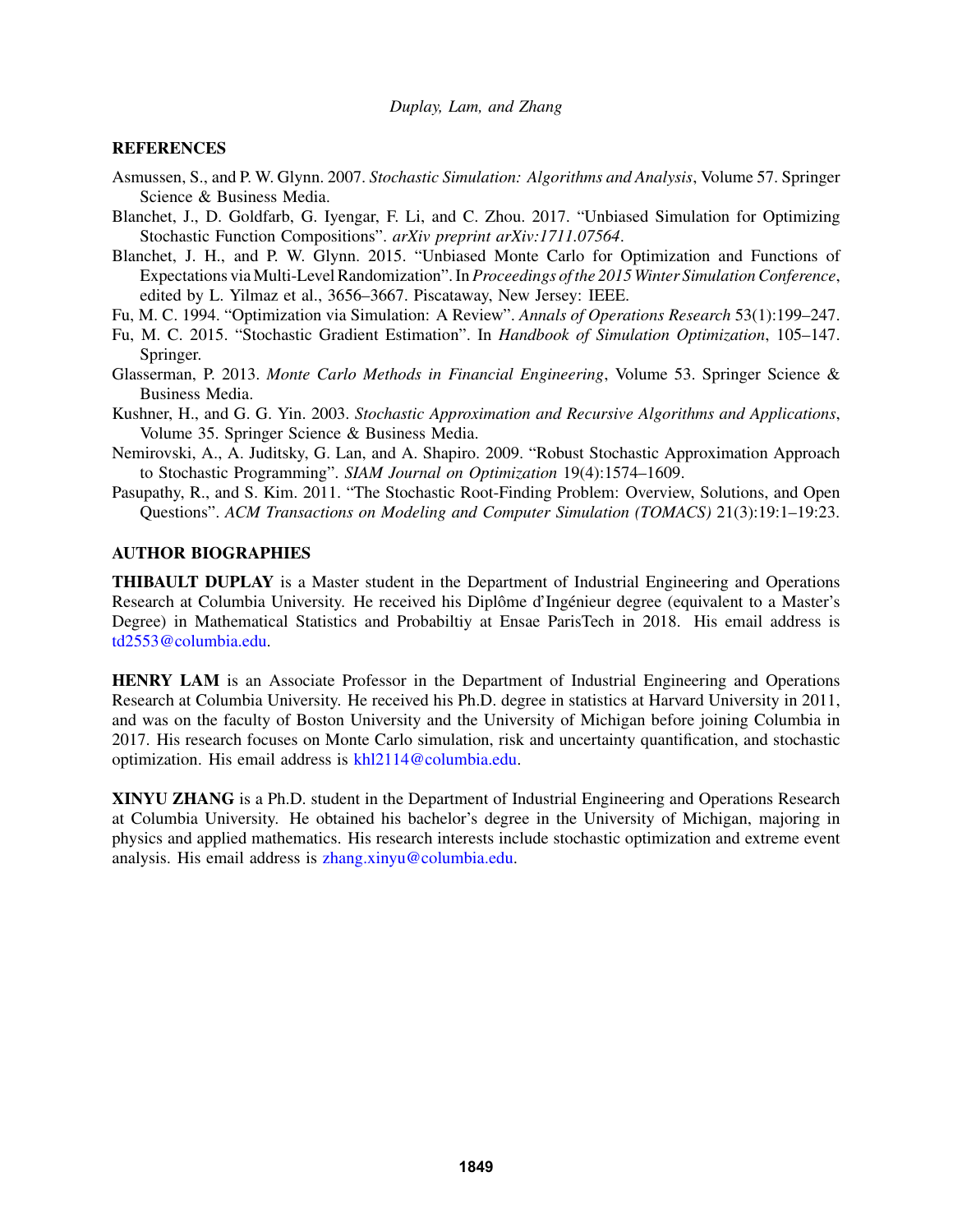## REFERENCES

Asmussen, S., and P. W. Glynn. 2007. *Stochastic Simulation: Algorithms and Analysis*, Volume 57. Springer Science & Business Media.

Blanchet, J., D. Goldfarb, G. Iyengar, F. Li, and C. Zhou. 2017. "Unbiased Simulation for Optimizing Stochastic Function Compositions". *arXiv preprint arXiv:1711.07564*.

Blanchet, J. H., and P. W. Glynn. 2015. "Unbiased Monte Carlo for Optimization and Functions of Expectations via Multi-Level Randomization". In *Proceedings of the 2015 Winter Simulation Conference*, edited by L. Yilmaz et al., 3656–3667. Piscataway, New Jersey: IEEE.

Fu, M. C. 1994. "Optimization via Simulation: A Review". *Annals of Operations Research* 53(1):199–247.

Fu, M. C. 2015. "Stochastic Gradient Estimation". In *Handbook of Simulation Optimization*, 105–147. Springer.

Glasserman, P. 2013. *Monte Carlo Methods in Financial Engineering*, Volume 53. Springer Science & Business Media.

Kushner, H., and G. G. Yin. 2003. *Stochastic Approximation and Recursive Algorithms and Applications*, Volume 35. Springer Science & Business Media.

Nemirovski, A., A. Juditsky, G. Lan, and A. Shapiro. 2009. "Robust Stochastic Approximation Approach to Stochastic Programming". *SIAM Journal on Optimization* 19(4):1574–1609.

Pasupathy, R., and S. Kim. 2011. "The Stochastic Root-Finding Problem: Overview, Solutions, and Open Questions". *ACM Transactions on Modeling and Computer Simulation (TOMACS)* 21(3):19:1–19:23.

## AUTHOR BIOGRAPHIES

**THIBAULT DUPLAY** is a Master student in the Department of Industrial Engineering and Operations Research at Columbia University. He received his Diplôme d'Ingénieur degree (equivalent to a Master's Degree) in Mathematical Statistics and Probabiltiy at Ensae ParisTech in 2018. His email address is td2553@columbia.edu.

**HENRY LAM** is an Associate Professor in the Department of Industrial Engineering and Operations Research at Columbia University. He received his Ph.D. degree in statistics at Harvard University in 2011, and was on the faculty of Boston University and the University of Michigan before joining Columbia in 2017. His research focuses on Monte Carlo simulation, risk and uncertainty quantification, and stochastic optimization. His email address is khl2114@columbia.edu.

**XINYU ZHANG** is a Ph.D. student in the Department of Industrial Engineering and Operations Research at Columbia University. He obtained his bachelor's degree in the University of Michigan, majoring in physics and applied mathematics. His research interests include stochastic optimization and extreme event analysis. His email address is zhang.xinyu@columbia.edu.